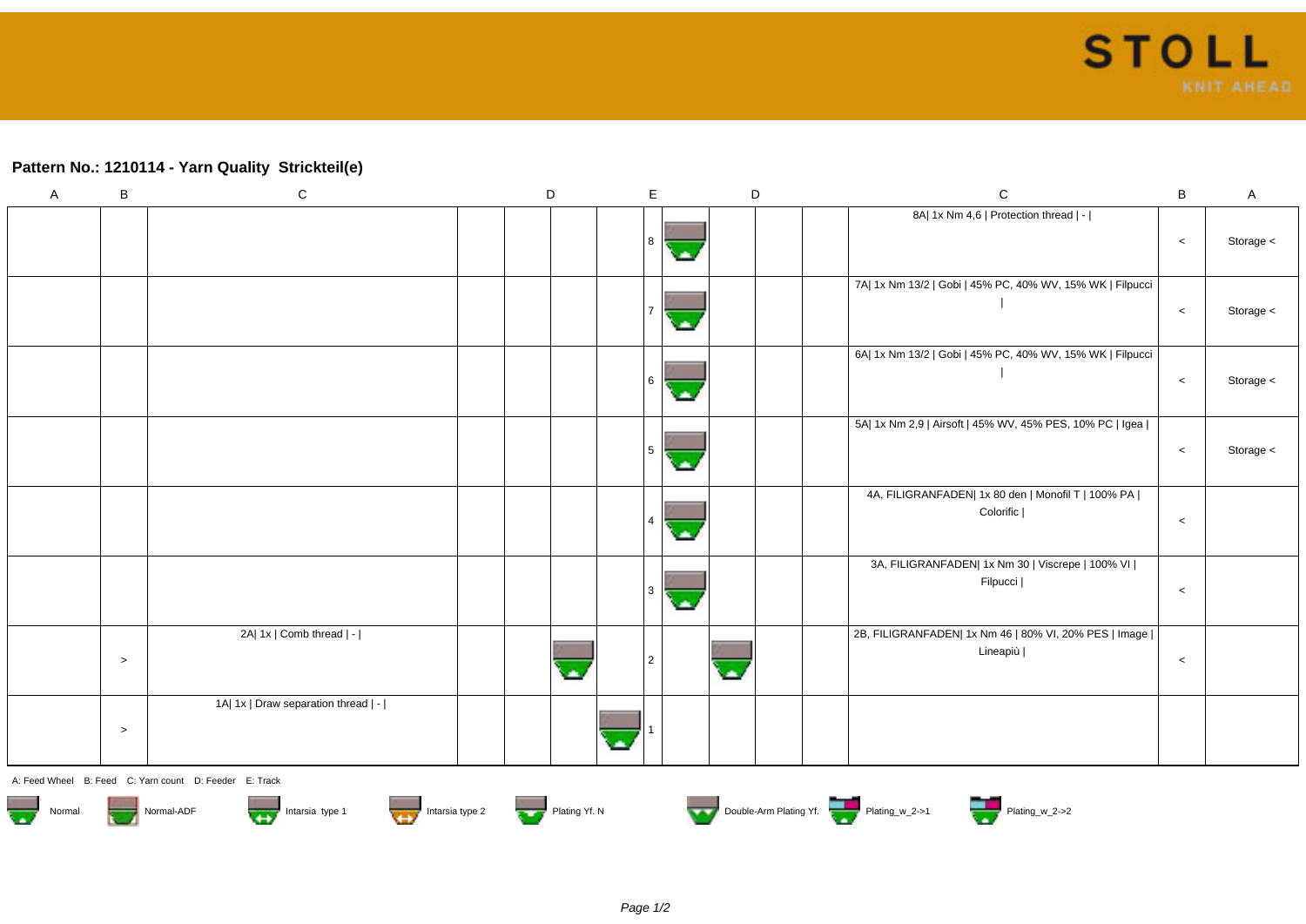## Pattern No.: 1210114 - Yarn Quality Strickteil(e)

| A | B | C | D | D | D | E | D | D | D | C | B | A |
|---|---|---|---|---|---|---|---|---|---|---|---|---|
| | | | | | | 8 | | | | 8A\| 1x Nm 4,6 \| Protection thread \| - \| | < | Storage < |
| | | | | | | 7 | | | | 7A\| 1x Nm 13/2 \| Gobi \| 45% PC, 40% WV, 15% WK \| Filpucci \| | < | Storage < |
| | | | | | | 6 | | | | 6A\| 1x Nm 13/2 \| Gobi \| 45% PC, 40% WV, 15% WK \| Filpucci \| | < | Storage < |
| | | | | | | 5 | | | | 5A\| 1x Nm 2,9 \| Airsoft \| 45% WV, 45% PES, 10% PC \| Igea \| | < | Storage < |
| | | | | | | 4 | | | | 4A, FILIGRANFADEN\| 1x 80 den \| Monofil T \| 100% PA \| Colorific \| | < | |
| | | | | | | 3 | | | | 3A, FILIGRANFADEN\| 1x Nm 30 \| Viscrepe \| 100% VI \| Filpucci \| | < | |
| | > | 2A\| 1x \| Comb thread \| - \| | | | | 2 | | | | 2B, FILIGRANFADEN\| 1x Nm 46 \| 80% VI, 20% PES \| Image \| Lineapiù \| | < | |
| | > | 1A\| 1x \| Draw separation thread \| - \| | | | | 1 | | | | | | |

A: Feed Wheel B: Feed C: Yarn count D: Feeder E: Track

Normal | Normal-ADF | Intarsia type 1 | Intarsia type 2 | Plating Yf. N | Double-Arm Plating Yf. | Plating_w_2->1 | Plating_w_2->2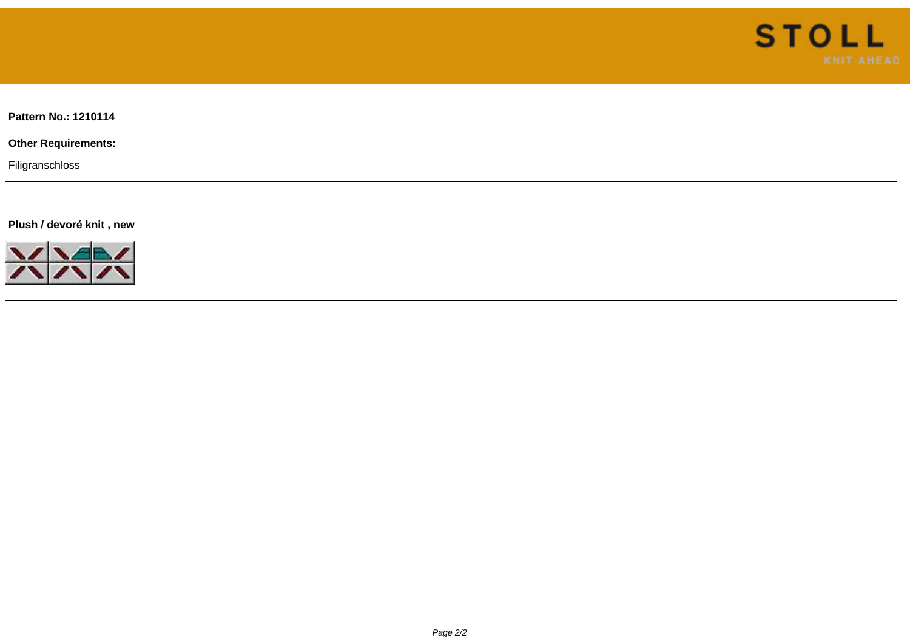**Pattern No.: 1210114**

**Other Requirements:**

Filigranschloss

---

**Plush / devoré knit , new**

---